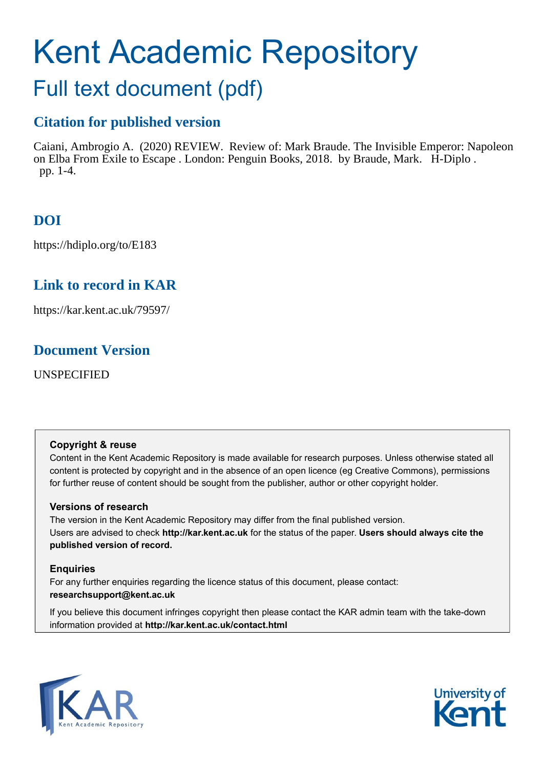# Kent Academic Repository

## Full text document (pdf)

### Citation for published version

Caiani, Ambrogio A. (2020) REVIEW. Review of: Mark Braude. The Invisible Emperor: Napoleon on Elba From Exile to Escape . London: Penguin Books, 2018. by Braude, Mark. H-Diplo . pp. 1-4.

### DOI

https://hdiplo.org/to/E183

### Link to record in KAR

https://kar.kent.ac.uk/79597/

### Document Version

UNSPECIFIED

**Copyright & reuse**

Content in the Kent Academic Repository is made available for research purposes. Unless otherwise stated all content is protected by copyright and in the absence of an open licence (eg Creative Commons), permissions for further reuse of content should be sought from the publisher, author or other copyright holder.

**Versions of research**

The version in the Kent Academic Repository may differ from the final published version. Users are advised to check **http://kar.kent.ac.uk** for the status of the paper. **Users should always cite the published version of record.**

**Enquiries**

For any further enquiries regarding the licence status of this document, please contact: **researchsupport@kent.ac.uk**

If you believe this document infringes copyright then please contact the KAR admin team with the take-down information provided at **http://kar.kent.ac.uk/contact.html**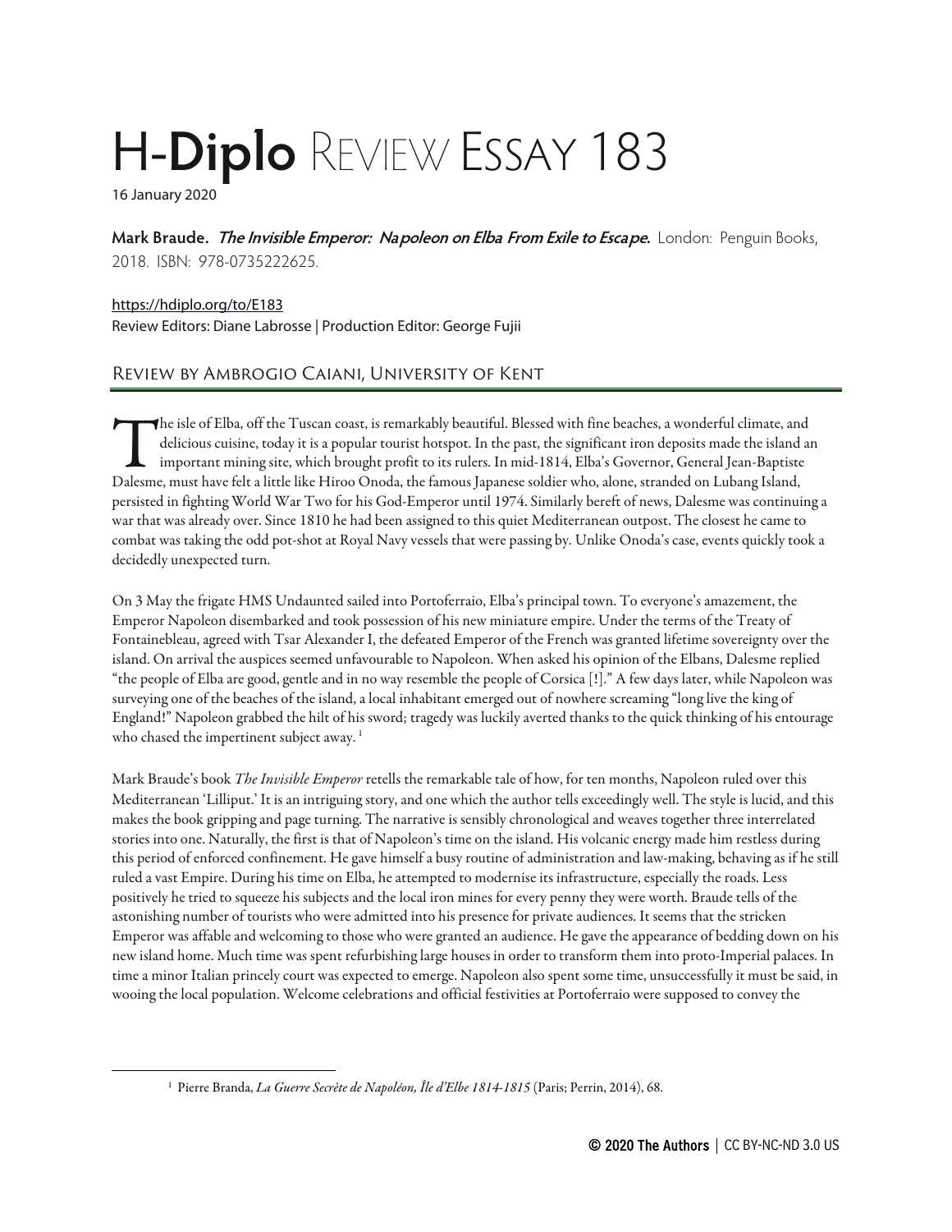# H-Diplo Review Essay 183

16 January 2020

**Mark Braude.** ***The Invisible Emperor: Napoleon on Elba From Exile to Escape.*** London: Penguin Books, 2018. ISBN: 978-0735222625.

https://hdiplo.org/to/E183

Review Editors: Diane Labrosse | Production Editor: George Fujii

## Review by Ambrogio Caiani, University of Kent

The isle of Elba, off the Tuscan coast, is remarkably beautiful. Blessed with fine beaches, a wonderful climate, and delicious cuisine, today it is a popular tourist hotspot. In the past, the significant iron deposits made the island an important mining site, which brought profit to its rulers. In mid-1814, Elba's Governor, General Jean-Baptiste Dalesme, must have felt a little like Hiroo Onoda, the famous Japanese soldier who, alone, stranded on Lubang Island, persisted in fighting World War Two for his God-Emperor until 1974. Similarly bereft of news, Dalesme was continuing a war that was already over. Since 1810 he had been assigned to this quiet Mediterranean outpost. The closest he came to combat was taking the odd pot-shot at Royal Navy vessels that were passing by. Unlike Onoda's case, events quickly took a decidedly unexpected turn.

On 3 May the frigate HMS Undaunted sailed into Portoferraio, Elba's principal town. To everyone's amazement, the Emperor Napoleon disembarked and took possession of his new miniature empire. Under the terms of the Treaty of Fontainebleau, agreed with Tsar Alexander I, the defeated Emperor of the French was granted lifetime sovereignty over the island. On arrival the auspices seemed unfavourable to Napoleon. When asked his opinion of the Elbans, Dalesme replied "the people of Elba are good, gentle and in no way resemble the people of Corsica [!]." A few days later, while Napoleon was surveying one of the beaches of the island, a local inhabitant emerged out of nowhere screaming "long live the king of England!" Napoleon grabbed the hilt of his sword; tragedy was luckily averted thanks to the quick thinking of his entourage who chased the impertinent subject away.[1]

Mark Braude's book *The Invisible Emperor* retells the remarkable tale of how, for ten months, Napoleon ruled over this Mediterranean 'Lilliput.' It is an intriguing story, and one which the author tells exceedingly well. The style is lucid, and this makes the book gripping and page turning. The narrative is sensibly chronological and weaves together three interrelated stories into one. Naturally, the first is that of Napoleon's time on the island. His volcanic energy made him restless during this period of enforced confinement. He gave himself a busy routine of administration and law-making, behaving as if he still ruled a vast Empire. During his time on Elba, he attempted to modernise its infrastructure, especially the roads. Less positively he tried to squeeze his subjects and the local iron mines for every penny they were worth. Braude tells of the astonishing number of tourists who were admitted into his presence for private audiences. It seems that the stricken Emperor was affable and welcoming to those who were granted an audience. He gave the appearance of bedding down on his new island home. Much time was spent refurbishing large houses in order to transform them into proto-Imperial palaces. In time a minor Italian princely court was expected to emerge. Napoleon also spent some time, unsuccessfully it must be said, in wooing the local population. Welcome celebrations and official festivities at Portoferraio were supposed to convey the

[1] Pierre Branda, *La Guerre Secrète de Napoléon, Île d'Elbe 1814-1815* (Paris; Perrin, 2014), 68.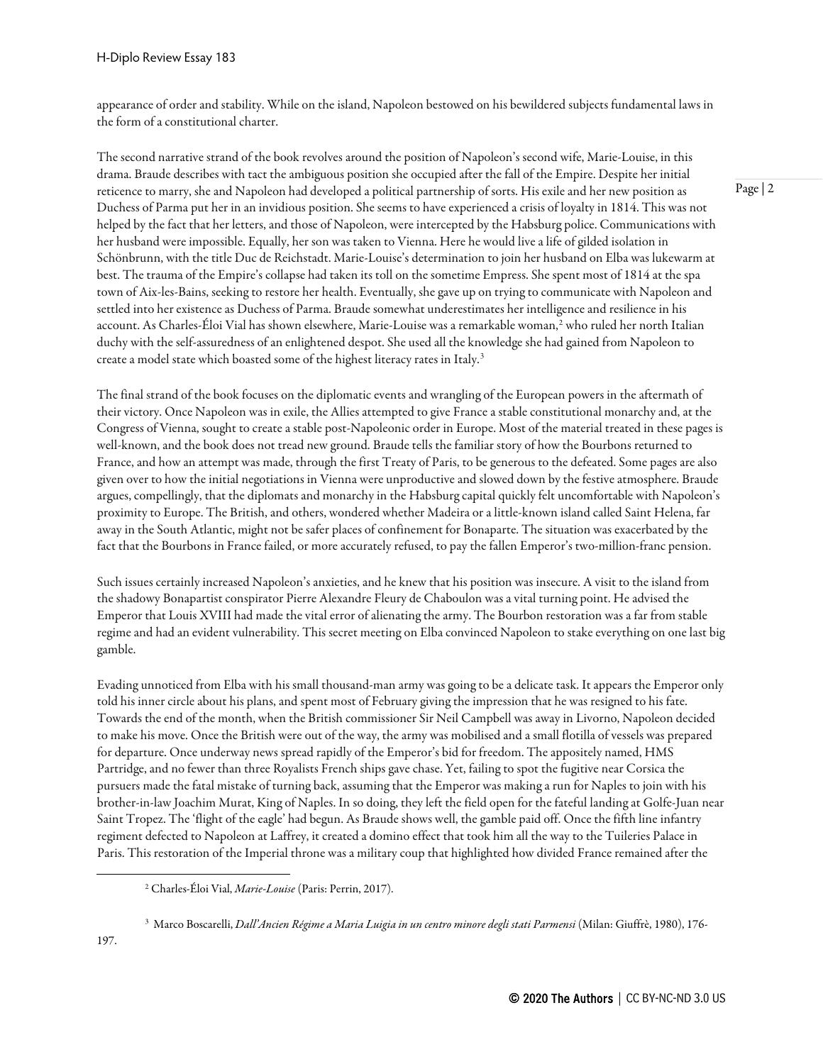appearance of order and stability. While on the island, Napoleon bestowed on his bewildered subjects fundamental laws in the form of a constitutional charter.

The second narrative strand of the book revolves around the position of Napoleon's second wife, Marie-Louise, in this drama. Braude describes with tact the ambiguous position she occupied after the fall of the Empire. Despite her initial reticence to marry, she and Napoleon had developed a political partnership of sorts. His exile and her new position as Duchess of Parma put her in an invidious position. She seems to have experienced a crisis of loyalty in 1814. This was not helped by the fact that her letters, and those of Napoleon, were intercepted by the Habsburg police. Communications with her husband were impossible. Equally, her son was taken to Vienna. Here he would live a life of gilded isolation in Schönbrunn, with the title Duc de Reichstadt. Marie-Louise's determination to join her husband on Elba was lukewarm at best. The trauma of the Empire's collapse had taken its toll on the sometime Empress. She spent most of 1814 at the spa town of Aix-les-Bains, seeking to restore her health. Eventually, she gave up on trying to communicate with Napoleon and settled into her existence as Duchess of Parma. Braude somewhat underestimates her intelligence and resilience in his account. As Charles-Éloi Vial has shown elsewhere, Marie-Louise was a remarkable woman,[2] who ruled her north Italian duchy with the self-assuredness of an enlightened despot. She used all the knowledge she had gained from Napoleon to create a model state which boasted some of the highest literacy rates in Italy.[3]

The final strand of the book focuses on the diplomatic events and wrangling of the European powers in the aftermath of their victory. Once Napoleon was in exile, the Allies attempted to give France a stable constitutional monarchy and, at the Congress of Vienna, sought to create a stable post-Napoleonic order in Europe. Most of the material treated in these pages is well-known, and the book does not tread new ground. Braude tells the familiar story of how the Bourbons returned to France, and how an attempt was made, through the first Treaty of Paris, to be generous to the defeated. Some pages are also given over to how the initial negotiations in Vienna were unproductive and slowed down by the festive atmosphere. Braude argues, compellingly, that the diplomats and monarchy in the Habsburg capital quickly felt uncomfortable with Napoleon's proximity to Europe. The British, and others, wondered whether Madeira or a little-known island called Saint Helena, far away in the South Atlantic, might not be safer places of confinement for Bonaparte. The situation was exacerbated by the fact that the Bourbons in France failed, or more accurately refused, to pay the fallen Emperor's two-million-franc pension.

Such issues certainly increased Napoleon's anxieties, and he knew that his position was insecure. A visit to the island from the shadowy Bonapartist conspirator Pierre Alexandre Fleury de Chaboulon was a vital turning point. He advised the Emperor that Louis XVIII had made the vital error of alienating the army. The Bourbon restoration was a far from stable regime and had an evident vulnerability. This secret meeting on Elba convinced Napoleon to stake everything on one last big gamble.

Evading unnoticed from Elba with his small thousand-man army was going to be a delicate task. It appears the Emperor only told his inner circle about his plans, and spent most of February giving the impression that he was resigned to his fate. Towards the end of the month, when the British commissioner Sir Neil Campbell was away in Livorno, Napoleon decided to make his move. Once the British were out of the way, the army was mobilised and a small flotilla of vessels was prepared for departure. Once underway news spread rapidly of the Emperor's bid for freedom. The appositely named, HMS Partridge, and no fewer than three Royalists French ships gave chase. Yet, failing to spot the fugitive near Corsica the pursuers made the fatal mistake of turning back, assuming that the Emperor was making a run for Naples to join with his brother-in-law Joachim Murat, King of Naples. In so doing, they left the field open for the fateful landing at Golfe-Juan near Saint Tropez. The 'flight of the eagle' had begun. As Braude shows well, the gamble paid off. Once the fifth line infantry regiment defected to Napoleon at Laffrey, it created a domino effect that took him all the way to the Tuileries Palace in Paris. This restoration of the Imperial throne was a military coup that highlighted how divided France remained after the

[2] Charles-Éloi Vial, *Marie-Louise* (Paris: Perrin, 2017).

[3] Marco Boscarelli, *Dall'Ancien Régime a Maria Luigia in un centro minore degli stati Parmensi* (Milan: Giuffrè, 1980), 176-197.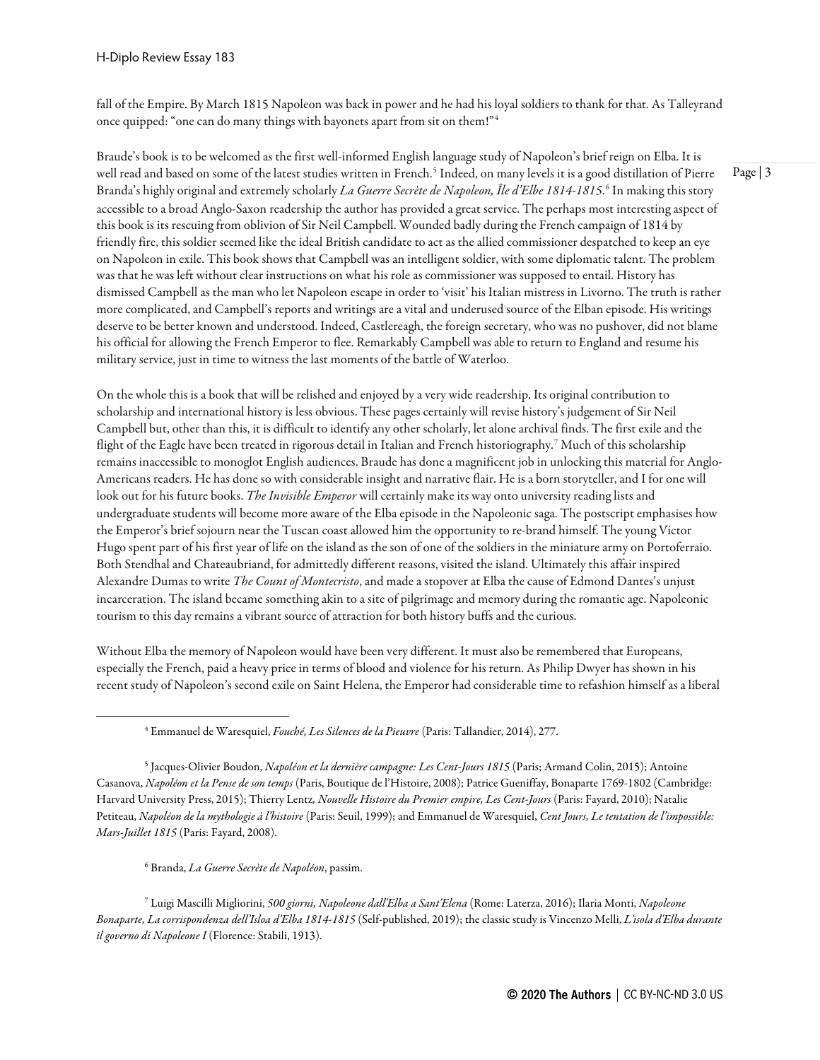fall of the Empire. By March 1815 Napoleon was back in power and he had his loyal soldiers to thank for that. As Talleyrand once quipped: "one can do many things with bayonets apart from sit on them!"[4]

Braude's book is to be welcomed as the first well-informed English language study of Napoleon's brief reign on Elba. It is well read and based on some of the latest studies written in French.[5] Indeed, on many levels it is a good distillation of Pierre Branda's highly original and extremely scholarly *La Guerre Secrète de Napoleon, Île d'Elbe 1814-1815*.[6] In making this story accessible to a broad Anglo-Saxon readership the author has provided a great service. The perhaps most interesting aspect of this book is its rescuing from oblivion of Sir Neil Campbell. Wounded badly during the French campaign of 1814 by friendly fire, this soldier seemed like the ideal British candidate to act as the allied commissioner despatched to keep an eye on Napoleon in exile. This book shows that Campbell was an intelligent soldier, with some diplomatic talent. The problem was that he was left without clear instructions on what his role as commissioner was supposed to entail. History has dismissed Campbell as the man who let Napoleon escape in order to 'visit' his Italian mistress in Livorno. The truth is rather more complicated, and Campbell's reports and writings are a vital and underused source of the Elban episode. His writings deserve to be better known and understood. Indeed, Castlereagh, the foreign secretary, who was no pushover, did not blame his official for allowing the French Emperor to flee. Remarkably Campbell was able to return to England and resume his military service, just in time to witness the last moments of the battle of Waterloo.

On the whole this is a book that will be relished and enjoyed by a very wide readership. Its original contribution to scholarship and international history is less obvious. These pages certainly will revise history's judgement of Sir Neil Campbell but, other than this, it is difficult to identify any other scholarly, let alone archival finds. The first exile and the flight of the Eagle have been treated in rigorous detail in Italian and French historiography.[7] Much of this scholarship remains inaccessible to monoglot English audiences. Braude has done a magnificent job in unlocking this material for Anglo-Americans readers. He has done so with considerable insight and narrative flair. He is a born storyteller, and I for one will look out for his future books. *The Invisible Emperor* will certainly make its way onto university reading lists and undergraduate students will become more aware of the Elba episode in the Napoleonic saga. The postscript emphasises how the Emperor's brief sojourn near the Tuscan coast allowed him the opportunity to re-brand himself. The young Victor Hugo spent part of his first year of life on the island as the son of one of the soldiers in the miniature army on Portoferraio. Both Stendhal and Chateaubriand, for admittedly different reasons, visited the island. Ultimately this affair inspired Alexandre Dumas to write *The Count of Montecristo*, and made a stopover at Elba the cause of Edmond Dantes's unjust incarceration. The island became something akin to a site of pilgrimage and memory during the romantic age. Napoleonic tourism to this day remains a vibrant source of attraction for both history buffs and the curious.

Without Elba the memory of Napoleon would have been very different. It must also be remembered that Europeans, especially the French, paid a heavy price in terms of blood and violence for his return. As Philip Dwyer has shown in his recent study of Napoleon's second exile on Saint Helena, the Emperor had considerable time to refashion himself as a liberal

---

[4] Emmanuel de Waresquiel, *Fouché, Les Silences de la Pieuvre* (Paris: Tallandier, 2014), 277.

[5] Jacques-Olivier Boudon, *Napoléon et la dernière campagne: Les Cent-Jours 1815* (Paris; Armand Colin, 2015); Antoine Casanova, *Napoléon et la Pense de son temps* (Paris, Boutique de l'Histoire, 2008); Patrice Gueniffay, Bonaparte 1769-1802 (Cambridge: Harvard University Press, 2015); Thierry Lentz*, Nouvelle Histoire du Premier empire, Les Cent-Jours* (Paris: Fayard, 2010); Natalie Petiteau, *Napoléon de la mythologie à l'histoire* (Paris: Seuil, 1999); and Emmanuel de Waresquiel, *Cent Jours, Le tentation de l'impossible: Mars-Juillet 1815* (Paris: Fayard, 2008).

[6] Branda, *La Guerre Secrète de Napoléon*, passim.

[7] Luigi Mascilli Migliorini, *500 giorni, Napoleone dall'Elba a Sant'Elena* (Rome: Laterza, 2016); Ilaria Monti, *Napoleone Bonaparte, La corrispondenza dell'Isloa d'Elba 1814-1815* (Self-published, 2019); the classic study is Vincenzo Melli, *L'isola d'Elba durante il governo di Napoleone I* (Florence: Stabili, 1913).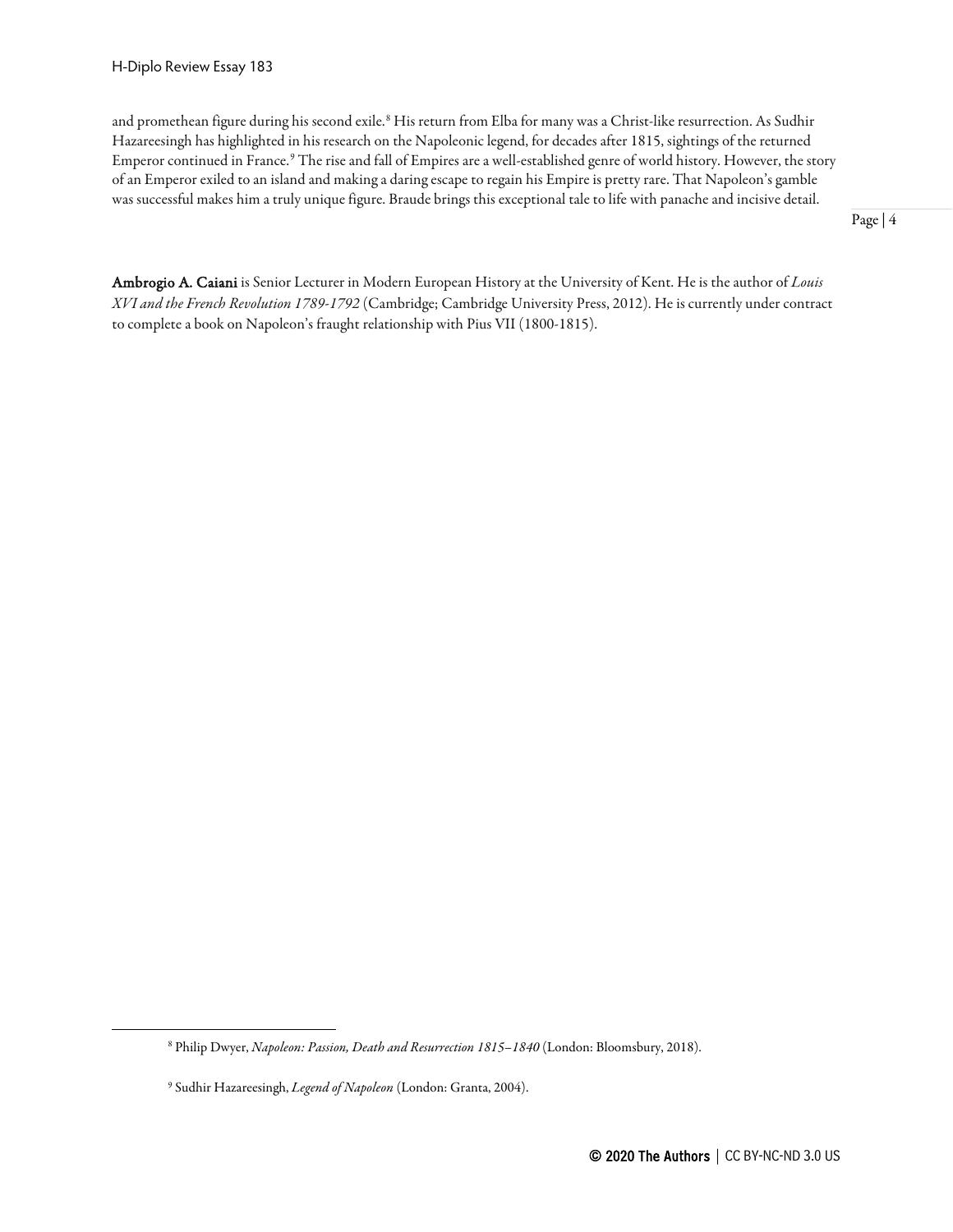and promethean figure during his second exile.[8] His return from Elba for many was a Christ-like resurrection. As Sudhir Hazareesingh has highlighted in his research on the Napoleonic legend, for decades after 1815, sightings of the returned Emperor continued in France.[9] The rise and fall of Empires are a well-established genre of world history. However, the story of an Emperor exiled to an island and making a daring escape to regain his Empire is pretty rare. That Napoleon's gamble was successful makes him a truly unique figure. Braude brings this exceptional tale to life with panache and incisive detail.

**Ambrogio A. Caiani** is Senior Lecturer in Modern European History at the University of Kent. He is the author of *Louis XVI and the French Revolution 1789-1792* (Cambridge; Cambridge University Press, 2012). He is currently under contract to complete a book on Napoleon's fraught relationship with Pius VII (1800-1815).

---

[8] Philip Dwyer, *Napoleon: Passion, Death and Resurrection 1815–1840* (London: Bloomsbury, 2018).

[9] Sudhir Hazareesingh, *Legend of Napoleon* (London: Granta, 2004).

© 2020 The Authors | CC BY-NC-ND 3.0 US